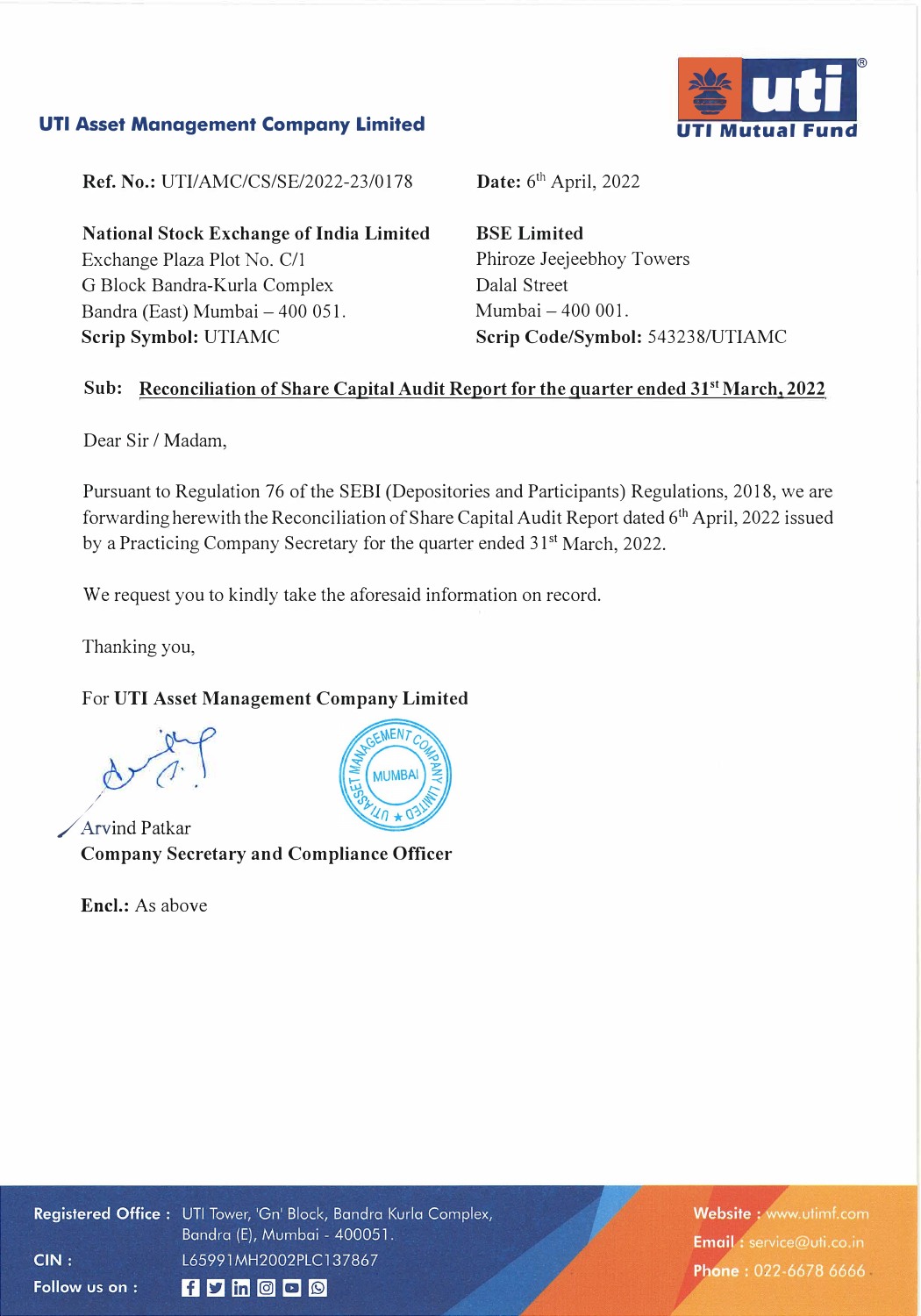**UTI Asset Management Company Limited**

**Ref. No.:** UTI/AMC/CS/SE/2022-23/0178

**Date:** 6th April, 2022

**National Stock Exchange of India Limited**
Exchange Plaza Plot No. C/1
G Block Bandra-Kurla Complex
Bandra (East) Mumbai – 400 051.
**Scrip Symbol:** UTIAMC

**BSE Limited**
Phiroze Jeejeebhoy Towers
Dalal Street
Mumbai – 400 001.
**Scrip Code/Symbol:** 543238/UTIAMC

**Sub: Reconciliation of Share Capital Audit Report for the quarter ended 31st March, 2022**

Dear Sir / Madam,

Pursuant to Regulation 76 of the SEBI (Depositories and Participants) Regulations, 2018, we are forwarding herewith the Reconciliation of Share Capital Audit Report dated 6th April, 2022 issued by a Practicing Company Secretary for the quarter ended 31st March, 2022.

We request you to kindly take the aforesaid information on record.

Thanking you,

For **UTI Asset Management Company Limited**

Arvind Patkar
**Company Secretary and Compliance Officer**

**Encl.:** As above

**Registered Office :** UTI Tower, 'Gn' Block, Bandra Kurla Complex, Bandra (E), Mumbai - 400051.
**CIN :** L65991MH2002PLC137867
**Website :** www.utimf.com
**Email :** service@uti.co.in
**Phone :** 022-6678 6666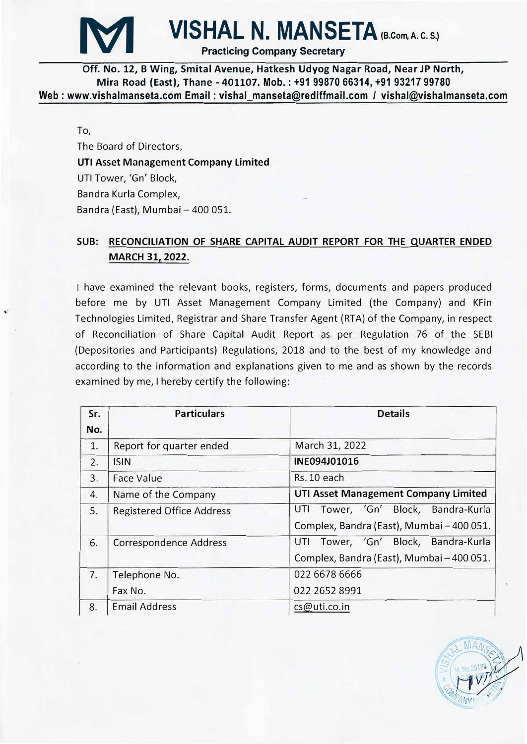# VISHAL N. MANSETA (B.Com, A. C. S.)

**Practicing Company Secretary**

**Off. No. 12, B Wing, Smital Avenue, Hatkesh Udyog Nagar Road, Near JP North, Mira Road (East), Thane - 401107. Mob. : +91 99870 66314, +91 93217 99780**
**Web : www.vishalmanseta.com Email : vishal_manseta@rediffmail.com / vishal@vishalmanseta.com**

To,
The Board of Directors,
**UTI Asset Management Company Limited**
UTI Tower, 'Gn' Block,
Bandra Kurla Complex,
Bandra (East), Mumbai – 400 051.

**SUB: RECONCILIATION OF SHARE CAPITAL AUDIT REPORT FOR THE QUARTER ENDED MARCH 31, 2022.**

I have examined the relevant books, registers, forms, documents and papers produced before me by UTI Asset Management Company Limited (the Company) and KFin Technologies Limited, Registrar and Share Transfer Agent (RTA) of the Company, in respect of Reconciliation of Share Capital Audit Report as per Regulation 76 of the SEBI (Depositories and Participants) Regulations, 2018 and to the best of my knowledge and according to the information and explanations given to me and as shown by the records examined by me, I hereby certify the following:

| Sr. No. | Particulars | Details |
|---|---|---|
| 1. | Report for quarter ended | March 31, 2022 |
| 2. | ISIN | **INE094J01016** |
| 3. | Face Value | Rs. 10 each |
| 4. | Name of the Company | **UTI Asset Management Company Limited** |
| 5. | Registered Office Address | UTI Tower, 'Gn' Block, Bandra-Kurla Complex, Bandra (East), Mumbai – 400 051. |
| 6. | Correspondence Address | UTI Tower, 'Gn' Block, Bandra-Kurla Complex, Bandra (East), Mumbai – 400 051. |
| 7. | Telephone No.<br>Fax No. | 022 6678 6666<br>022 2652 8991 |
| 8. | Email Address | cs@uti.co.in |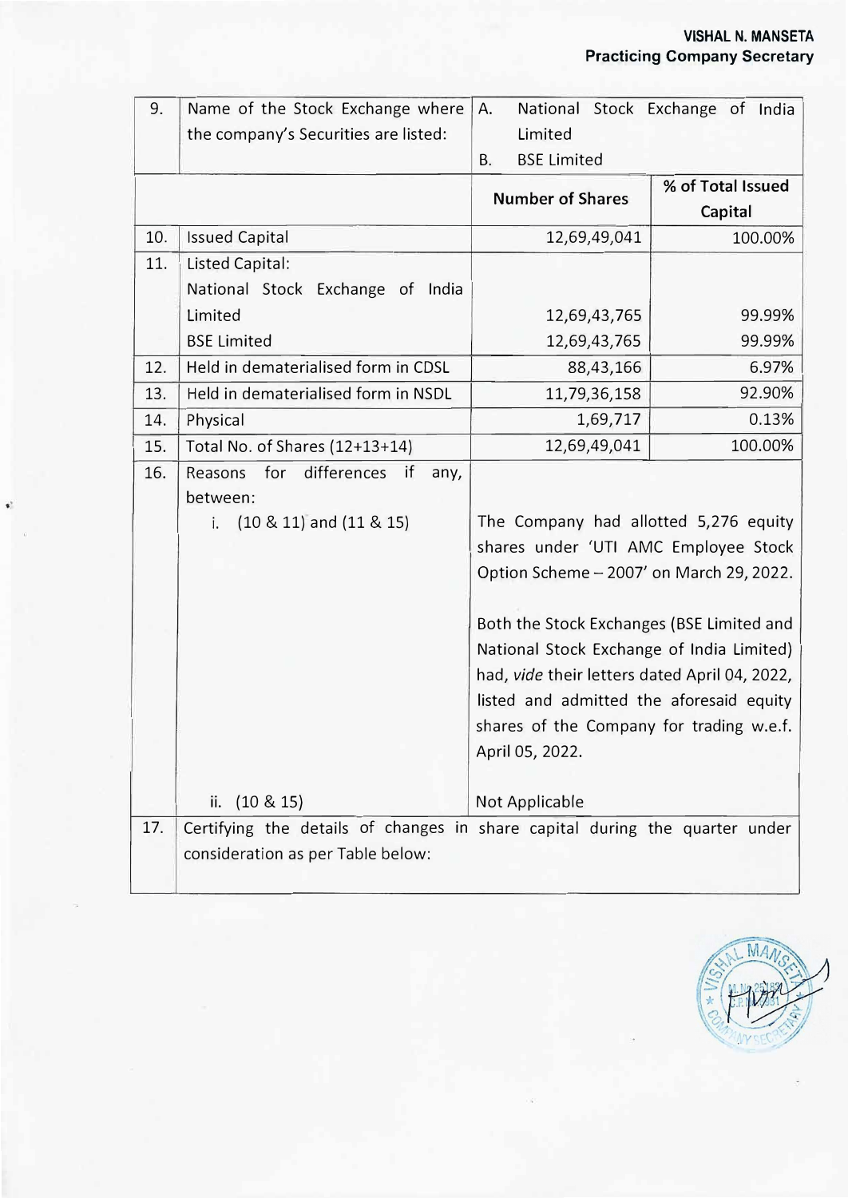| | | | |
|---|---|---|---|
| 9. | Name of the Stock Exchange where the company's Securities are listed: | A. National Stock Exchange of India Limited<br>B. BSE Limited | |
| | | **Number of Shares** | **% of Total Issued Capital** |
| 10. | Issued Capital | 12,69,49,041 | 100.00% |
| 11. | Listed Capital:<br>National Stock Exchange of India Limited<br>BSE Limited | <br><br>12,69,43,765<br>12,69,43,765 | <br><br>99.99%<br>99.99% |
| 12. | Held in dematerialised form in CDSL | 88,43,166 | 6.97% |
| 13. | Held in dematerialised form in NSDL | 11,79,36,158 | 92.90% |
| 14. | Physical | 1,69,717 | 0.13% |
| 15. | Total No. of Shares (12+13+14) | 12,69,49,041 | 100.00% |
| 16. | Reasons for differences if any, between:<br>i. (10 & 11) and (11 & 15)<br><br><br><br><br><br><br><br>ii. (10 & 15) | The Company had allotted 5,276 equity shares under 'UTI AMC Employee Stock Option Scheme – 2007' on March 29, 2022.<br><br>Both the Stock Exchanges (BSE Limited and National Stock Exchange of India Limited) had, *vide* their letters dated April 04, 2022, listed and admitted the aforesaid equity shares of the Company for trading w.e.f. April 05, 2022.<br><br>Not Applicable | |
| 17. | Certifying the details of changes in share capital during the quarter under consideration as per Table below: | | |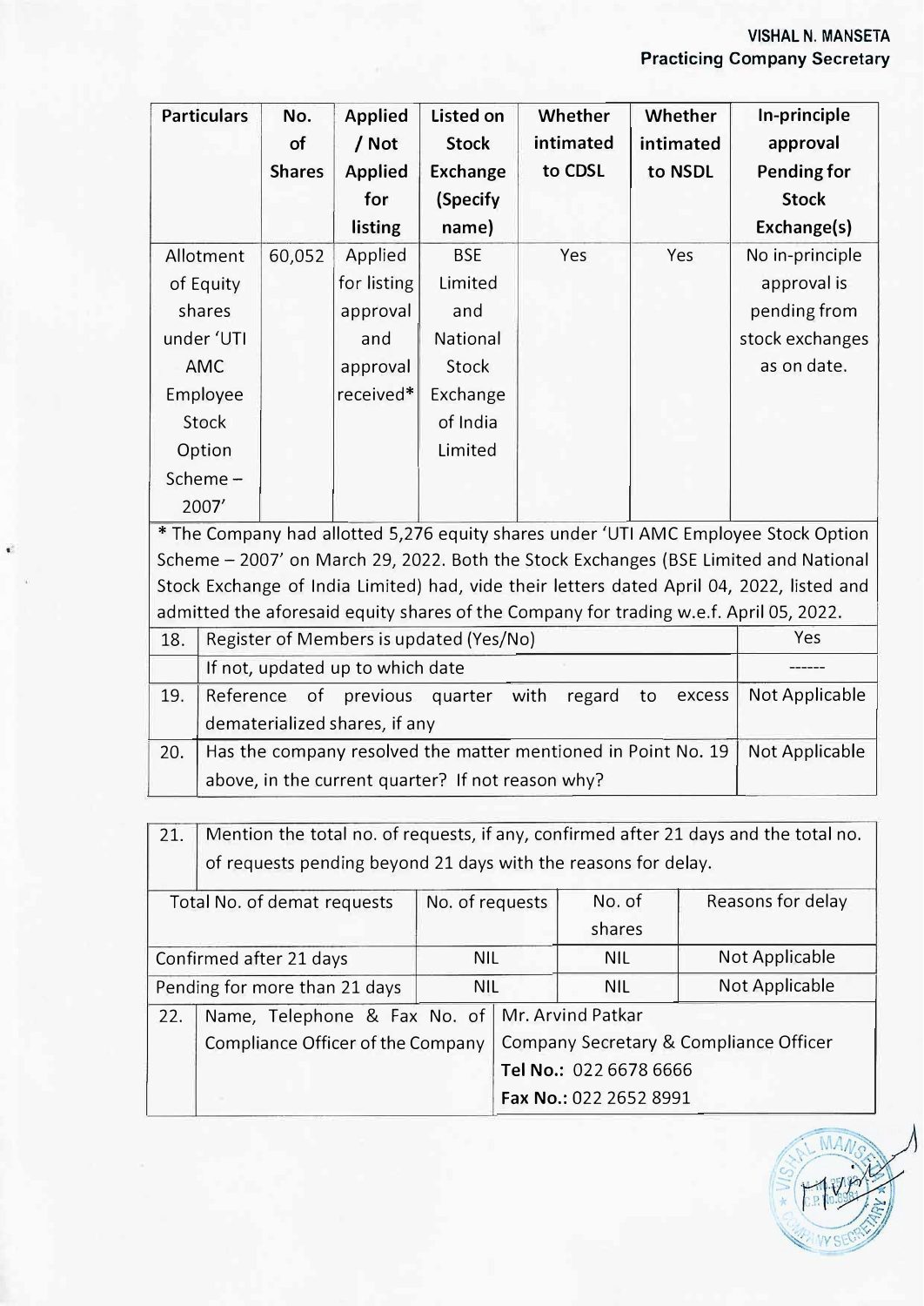| Particulars | No. of Shares | Applied / Not Applied for listing | Listed on Stock Exchange (Specify name) | Whether intimated to CDSL | Whether intimated to NSDL | In-principle approval Pending for Stock Exchange(s) |
|---|---|---|---|---|---|---|
| Allotment of Equity shares under 'UTI AMC Employee Stock Option Scheme – 2007' | 60,052 | Applied for listing approval and approval received* | BSE Limited and National Stock Exchange of India Limited | Yes | Yes | No in-principle approval is pending from stock exchanges as on date. |

* The Company had allotted 5,276 equity shares under 'UTI AMC Employee Stock Option Scheme – 2007' on March 29, 2022. Both the Stock Exchanges (BSE Limited and National Stock Exchange of India Limited) had, vide their letters dated April 04, 2022, listed and admitted the aforesaid equity shares of the Company for trading w.e.f. April 05, 2022.

| | | |
|---|---|---|
| 18. | Register of Members is updated (Yes/No) | Yes |
| | If not, updated up to which date | ------ |
| 19. | Reference of previous quarter with regard to excess dematerialized shares, if any | Not Applicable |
| 20. | Has the company resolved the matter mentioned in Point No. 19 above, in the current quarter? If not reason why? | Not Applicable |

21. Mention the total no. of requests, if any, confirmed after 21 days and the total no. of requests pending beyond 21 days with the reasons for delay.

| Total No. of demat requests | No. of requests | No. of shares | Reasons for delay |
|---|---|---|---|
| Confirmed after 21 days | NIL | NIL | Not Applicable |
| Pending for more than 21 days | NIL | NIL | Not Applicable |

| | | |
|---|---|---|
| 22. | Name, Telephone & Fax No. of Compliance Officer of the Company | Mr. Arvind Patkar<br>Company Secretary & Compliance Officer<br>**Tel No.:** 022 6678 6666<br>**Fax No.:** 022 2652 8991 |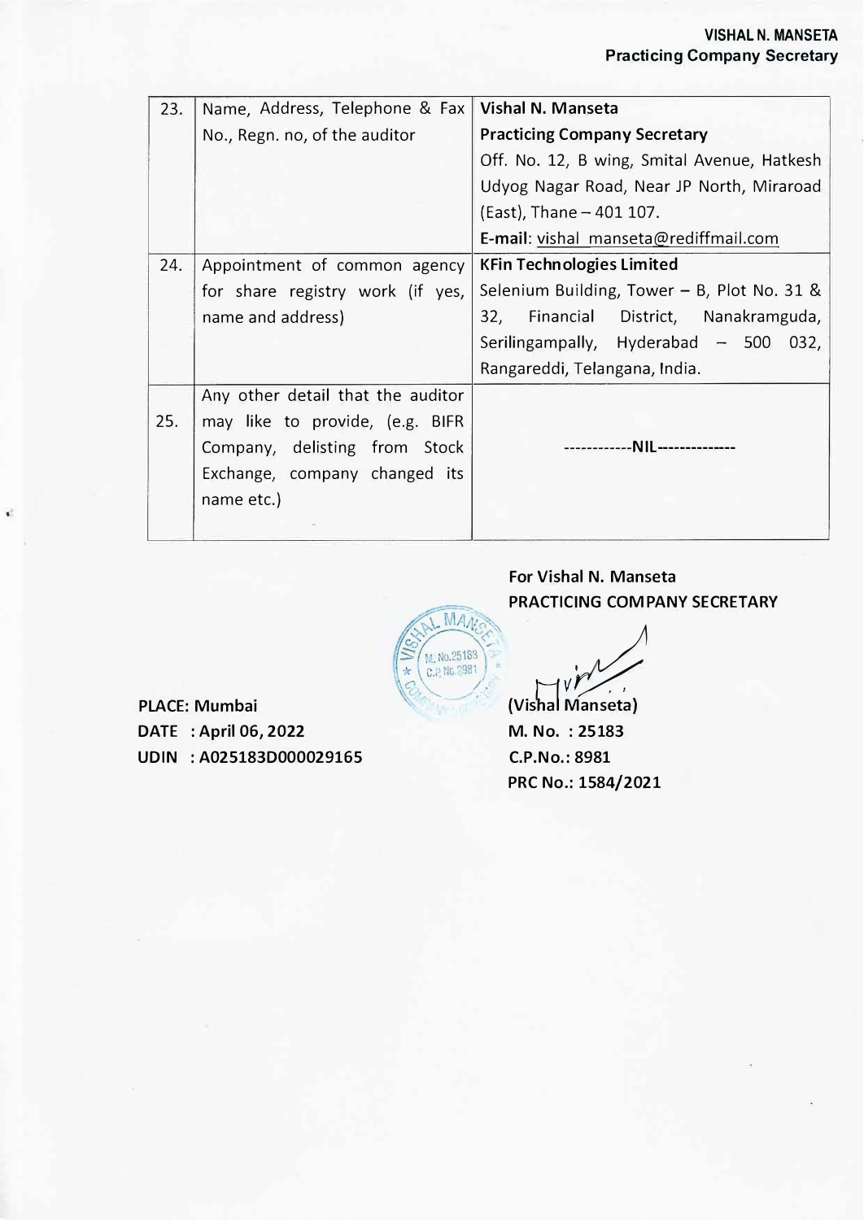| | | |
|---|---|---|
| 23. | Name, Address, Telephone & Fax No., Regn. no, of the auditor | **Vishal N. Manseta**<br>**Practicing Company Secretary**<br>Off. No. 12, B wing, Smital Avenue, Hatkesh Udyog Nagar Road, Near JP North, Miraroad (East), Thane – 401 107.<br>**E-mail**: vishal_manseta@rediffmail.com |
| 24. | Appointment of common agency for share registry work (if yes, name and address) | **KFin Technologies Limited**<br>Selenium Building, Tower – B, Plot No. 31 & 32, Financial District, Nanakramguda, Serilingampally, Hyderabad – 500 032, Rangareddi, Telangana, India. |
| 25. | Any other detail that the auditor may like to provide, (e.g. BIFR Company, delisting from Stock Exchange, company changed its name etc.) | ------------NIL------------- |

**For Vishal N. Manseta**
**PRACTICING COMPANY SECRETARY**

**(Vishal Manseta)**
**M. No. : 25183**
**C.P.No.: 8981**
**PRC No.: 1584/2021**

**PLACE: Mumbai**
**DATE : April 06, 2022**
**UDIN : A025183D000029165**